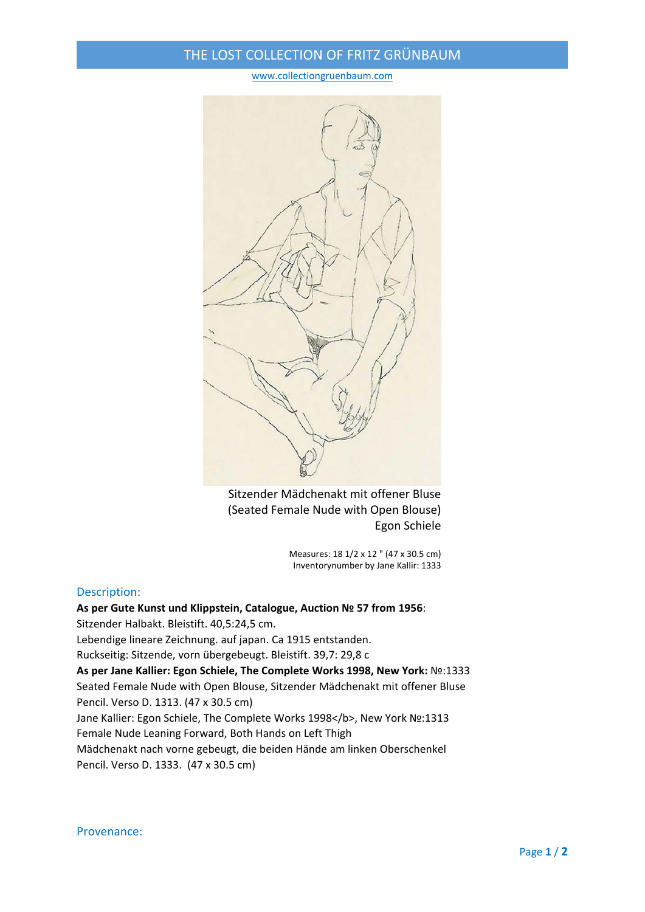# THE LOST COLLECTION OF FRITZ GRÜNBAUM

www.collectiongruenbaum.com

Sitzender Mädchenakt mit offener Bluse
(Seated Female Nude with Open Blouse)
Egon Schiele

Measures: 18 1/2 x 12 " (47 x 30.5 cm)
Inventorynumber by Jane Kallir: 1333

## Description:

**As per Gute Kunst und Klippstein, Catalogue, Auction № 57 from 1956**:
Sitzender Halbakt. Bleistift. 40,5:24,5 cm.
Lebendige lineare Zeichnung. auf japan. Ca 1915 entstanden.
Ruckseitig: Sitzende, vorn übergebeugt. Bleistift. 39,7: 29,8 c
**As per Jane Kallier: Egon Schiele, The Complete Works 1998, New York:** №:1333
Seated Female Nude with Open Blouse, Sitzender Mädchenakt mit offener Bluse
Pencil. Verso D. 1313. (47 x 30.5 cm)
Jane Kallier: Egon Schiele, The Complete Works 1998</b>, New York №:1313
Female Nude Leaning Forward, Both Hands on Left Thigh
Mädchenakt nach vorne gebeugt, die beiden Hände am linken Oberschenkel
Pencil. Verso D. 1333. (47 x 30.5 cm)

## Provenance: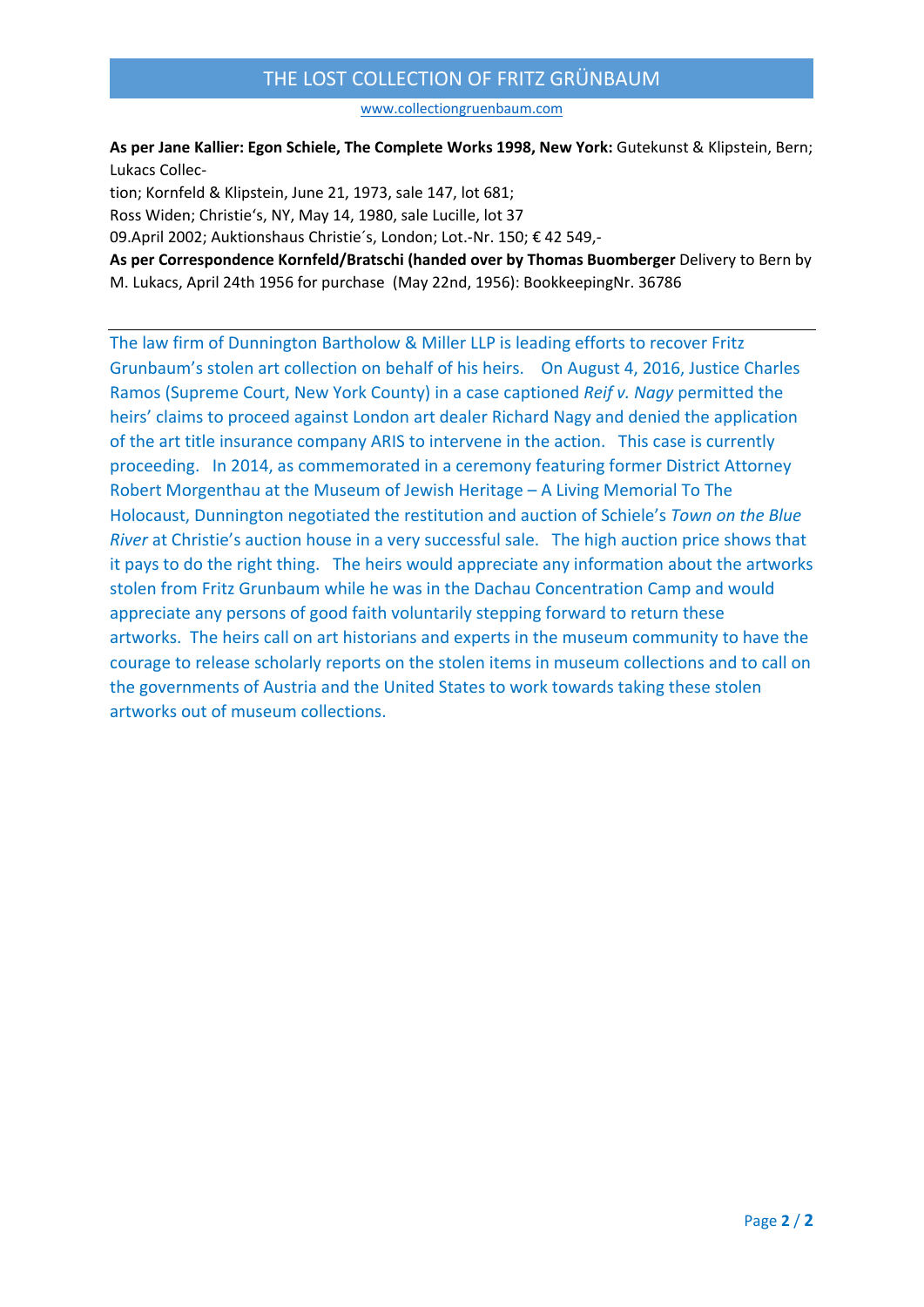**As per Jane Kallier: Egon Schiele, The Complete Works 1998, New York:** Gutekunst & Klipstein, Bern; Lukacs Collection; Kornfeld & Klipstein, June 21, 1973, sale 147, lot 681;
Ross Widen; Christie's, NY, May 14, 1980, sale Lucille, lot 37
09.April 2002; Auktionshaus Christie´s, London; Lot.-Nr. 150; € 42 549,-
**As per Correspondence Kornfeld/Bratschi (handed over by Thomas Buomberger** Delivery to Bern by M. Lukacs, April 24th 1956 for purchase (May 22nd, 1956): BookkeepingNr. 36786

---

The law firm of Dunnington Bartholow & Miller LLP is leading efforts to recover Fritz Grunbaum's stolen art collection on behalf of his heirs. On August 4, 2016, Justice Charles Ramos (Supreme Court, New York County) in a case captioned *Reif v. Nagy* permitted the heirs' claims to proceed against London art dealer Richard Nagy and denied the application of the art title insurance company ARIS to intervene in the action. This case is currently proceeding. In 2014, as commemorated in a ceremony featuring former District Attorney Robert Morgenthau at the Museum of Jewish Heritage – A Living Memorial To The Holocaust, Dunnington negotiated the restitution and auction of Schiele's *Town on the Blue River* at Christie's auction house in a very successful sale. The high auction price shows that it pays to do the right thing. The heirs would appreciate any information about the artworks stolen from Fritz Grunbaum while he was in the Dachau Concentration Camp and would appreciate any persons of good faith voluntarily stepping forward to return these artworks. The heirs call on art historians and experts in the museum community to have the courage to release scholarly reports on the stolen items in museum collections and to call on the governments of Austria and the United States to work towards taking these stolen artworks out of museum collections.